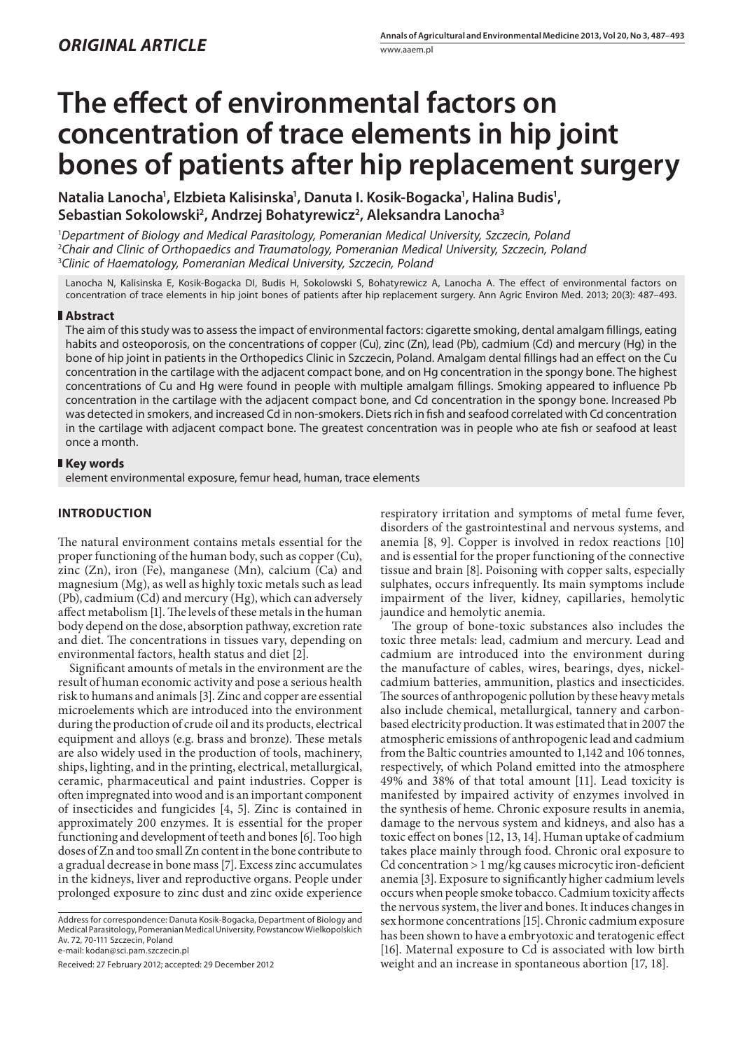*ORIGINAL ARTICLE*

# The effect of environmental factors on concentration of trace elements in hip joint bones of patients after hip replacement surgery

**Natalia Lanocha[1], Elzbieta Kalisinska[1], Danuta I. Kosik-Bogacka[1], Halina Budis[1], Sebastian Sokolowski[2], Andrzej Bohatyrewicz[2], Aleksandra Lanocha[3]**

[1] *Department of Biology and Medical Parasitology, Pomeranian Medical University, Szczecin, Poland*
[2] *Chair and Clinic of Orthopaedics and Traumatology, Pomeranian Medical University, Szczecin, Poland*
[3] *Clinic of Haematology, Pomeranian Medical University, Szczecin, Poland*

Lanocha N, Kalisinska E, Kosik-Bogacka DI, Budis H, Sokolowski S, Bohatyrewicz A, Lanocha A. The effect of environmental factors on concentration of trace elements in hip joint bones of patients after hip replacement surgery. Ann Agric Environ Med. 2013; 20(3): 487–493.

## Abstract

The aim of this study was to assess the impact of environmental factors: cigarette smoking, dental amalgam fillings, eating habits and osteoporosis, on the concentrations of copper (Cu), zinc (Zn), lead (Pb), cadmium (Cd) and mercury (Hg) in the bone of hip joint in patients in the Orthopedics Clinic in Szczecin, Poland. Amalgam dental fillings had an effect on the Cu concentration in the cartilage with the adjacent compact bone, and on Hg concentration in the spongy bone. The highest concentrations of Cu and Hg were found in people with multiple amalgam fillings. Smoking appeared to influence Pb concentration in the cartilage with the adjacent compact bone, and Cd concentration in the spongy bone. Increased Pb was detected in smokers, and increased Cd in non-smokers. Diets rich in fish and seafood correlated with Cd concentration in the cartilage with adjacent compact bone. The greatest concentration was in people who ate fish or seafood at least once a month.

## Key words

element environmental exposure, femur head, human, trace elements

## INTRODUCTION

The natural environment contains metals essential for the proper functioning of the human body, such as copper (Cu), zinc (Zn), iron (Fe), manganese (Mn), calcium (Ca) and magnesium (Mg), as well as highly toxic metals such as lead (Pb), cadmium (Cd) and mercury (Hg), which can adversely affect metabolism [1]. The levels of these metals in the human body depend on the dose, absorption pathway, excretion rate and diet. The concentrations in tissues vary, depending on environmental factors, health status and diet [2].

Significant amounts of metals in the environment are the result of human economic activity and pose a serious health risk to humans and animals [3]. Zinc and copper are essential microelements which are introduced into the environment during the production of crude oil and its products, electrical equipment and alloys (e.g. brass and bronze). These metals are also widely used in the production of tools, machinery, ships, lighting, and in the printing, electrical, metallurgical, ceramic, pharmaceutical and paint industries. Copper is often impregnated into wood and is an important component of insecticides and fungicides [4, 5]. Zinc is contained in approximately 200 enzymes. It is essential for the proper functioning and development of teeth and bones [6]. Too high doses of Zn and too small Zn content in the bone contribute to a gradual decrease in bone mass [7]. Excess zinc accumulates in the kidneys, liver and reproductive organs. People under prolonged exposure to zinc dust and zinc oxide experience respiratory irritation and symptoms of metal fume fever, disorders of the gastrointestinal and nervous systems, and anemia [8, 9]. Copper is involved in redox reactions [10] and is essential for the proper functioning of the connective tissue and brain [8]. Poisoning with copper salts, especially sulphates, occurs infrequently. Its main symptoms include impairment of the liver, kidney, capillaries, hemolytic jaundice and hemolytic anemia.

The group of bone-toxic substances also includes the toxic three metals: lead, cadmium and mercury. Lead and cadmium are introduced into the environment during the manufacture of cables, wires, bearings, dyes, nickel-cadmium batteries, ammunition, plastics and insecticides. The sources of anthropogenic pollution by these heavy metals also include chemical, metallurgical, tannery and carbon-based electricity production. It was estimated that in 2007 the atmospheric emissions of anthropogenic lead and cadmium from the Baltic countries amounted to 1,142 and 106 tonnes, respectively, of which Poland emitted into the atmosphere 49% and 38% of that total amount [11]. Lead toxicity is manifested by impaired activity of enzymes involved in the synthesis of heme. Chronic exposure results in anemia, damage to the nervous system and kidneys, and also has a toxic effect on bones [12, 13, 14]. Human uptake of cadmium takes place mainly through food. Chronic oral exposure to Cd concentration > 1 mg/kg causes microcytic iron-deficient anemia [3]. Exposure to significantly higher cadmium levels occurs when people smoke tobacco. Cadmium toxicity affects the nervous system, the liver and bones. It induces changes in sex hormone concentrations [15]. Chronic cadmium exposure has been shown to have a embryotoxic and teratogenic effect [16]. Maternal exposure to Cd is associated with low birth weight and an increase in spontaneous abortion [17, 18].

Address for correspondence: Danuta Kosik-Bogacka, Department of Biology and Medical Parasitology, Pomeranian Medical University, Powstancow Wielkopolskich Av. 72, 70-111 Szczecin, Poland
e-mail: kodan@sci.pam.szczecin.pl

Received: 27 February 2012; accepted: 29 December 2012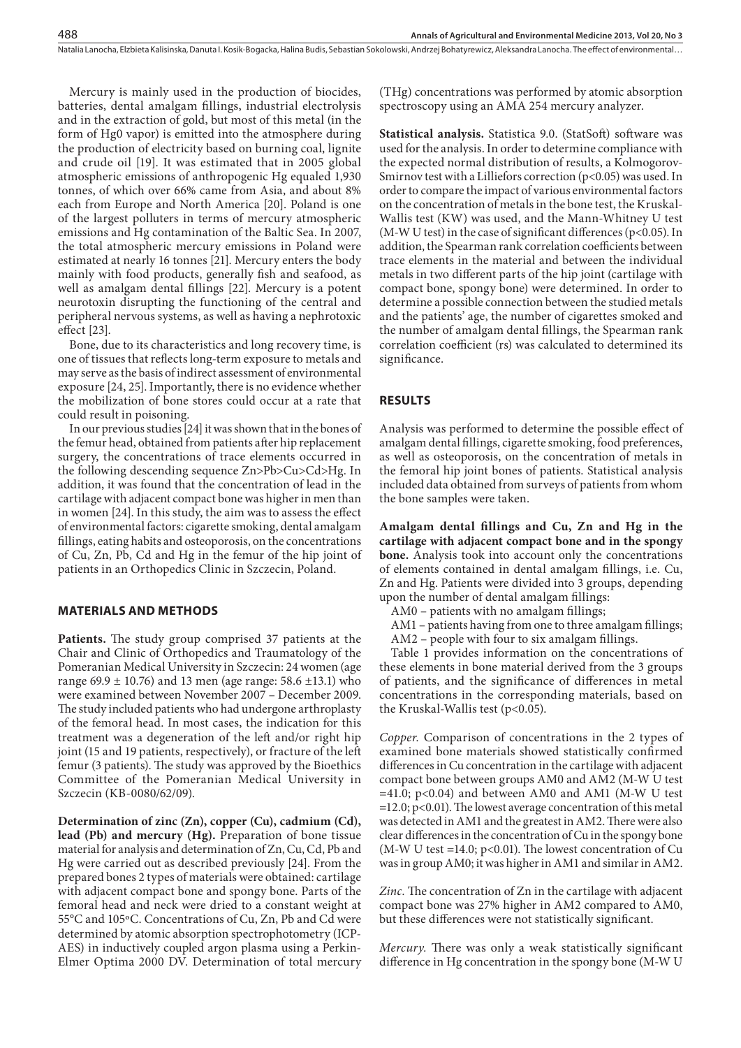Mercury is mainly used in the production of biocides, batteries, dental amalgam fillings, industrial electrolysis and in the extraction of gold, but most of this metal (in the form of $Hg^0$ vapor) is emitted into the atmosphere during the production of electricity based on burning coal, lignite and crude oil [19]. It was estimated that in 2005 global atmospheric emissions of anthropogenic Hg equaled 1,930 tonnes, of which over 66% came from Asia, and about 8% each from Europe and North America [20]. Poland is one of the largest polluters in terms of mercury atmospheric emissions and Hg contamination of the Baltic Sea. In 2007, the total atmospheric mercury emissions in Poland were estimated at nearly 16 tonnes [21]. Mercury enters the body mainly with food products, generally fish and seafood, as well as amalgam dental fillings [22]. Mercury is a potent neurotoxin disrupting the functioning of the central and peripheral nervous systems, as well as having a nephrotoxic effect [23].

Bone, due to its characteristics and long recovery time, is one of tissues that reflects long-term exposure to metals and may serve as the basis of indirect assessment of environmental exposure [24, 25]. Importantly, there is no evidence whether the mobilization of bone stores could occur at a rate that could result in poisoning.

In our previous studies [24] it was shown that in the bones of the femur head, obtained from patients after hip replacement surgery, the concentrations of trace elements occurred in the following descending sequence Zn>Pb>Cu>Cd>Hg. In addition, it was found that the concentration of lead in the cartilage with adjacent compact bone was higher in men than in women [24]. In this study, the aim was to assess the effect of environmental factors: cigarette smoking, dental amalgam fillings, eating habits and osteoporosis, on the concentrations of Cu, Zn, Pb, Cd and Hg in the femur of the hip joint of patients in an Orthopedics Clinic in Szczecin, Poland.

## MATERIALS AND METHODS

**Patients.** The study group comprised 37 patients at the Chair and Clinic of Orthopedics and Traumatology of the Pomeranian Medical University in Szczecin: 24 women (age range 69.9 ± 10.76) and 13 men (age range: 58.6 ±13.1) who were examined between November 2007 – December 2009. The study included patients who had undergone arthroplasty of the femoral head. In most cases, the indication for this treatment was a degeneration of the left and/or right hip joint (15 and 19 patients, respectively), or fracture of the left femur (3 patients). The study was approved by the Bioethics Committee of the Pomeranian Medical University in Szczecin (KB-0080/62/09).

**Determination of zinc (Zn), copper (Cu), cadmium (Cd), lead (Pb) and mercury (Hg).** Preparation of bone tissue material for analysis and determination of Zn, Cu, Cd, Pb and Hg were carried out as described previously [24]. From the prepared bones 2 types of materials were obtained: cartilage with adjacent compact bone and spongy bone. Parts of the femoral head and neck were dried to a constant weight at 55°C and 105°C. Concentrations of Cu, Zn, Pb and Cd were determined by atomic absorption spectrophotometry (ICP-AES) in inductively coupled argon plasma using a Perkin-Elmer Optima 2000 DV. Determination of total mercury (THg) concentrations was performed by atomic absorption spectroscopy using an AMA 254 mercury analyzer.

**Statistical analysis.** Statistica 9.0. (StatSoft) software was used for the analysis. In order to determine compliance with the expected normal distribution of results, a Kolmogorov-Smirnov test with a Lilliefors correction ($p<0.05$) was used. In order to compare the impact of various environmental factors on the concentration of metals in the bone test, the Kruskal-Wallis test (KW) was used, and the Mann-Whitney U test (M-W U test) in the case of significant differences ($p<0.05$). In addition, the Spearman rank correlation coefficients between trace elements in the material and between the individual metals in two different parts of the hip joint (cartilage with compact bone, spongy bone) were determined. In order to determine a possible connection between the studied metals and the patients' age, the number of cigarettes smoked and the number of amalgam dental fillings, the Spearman rank correlation coefficient ($r_s$) was calculated to determined its significance.

## RESULTS

Analysis was performed to determine the possible effect of amalgam dental fillings, cigarette smoking, food preferences, as well as osteoporosis, on the concentration of metals in the femoral hip joint bones of patients. Statistical analysis included data obtained from surveys of patients from whom the bone samples were taken.

**Amalgam dental fillings and Cu, Zn and Hg in the cartilage with adjacent compact bone and in the spongy bone.** Analysis took into account only the concentrations of elements contained in dental amalgam fillings, i.e. Cu, Zn and Hg. Patients were divided into 3 groups, depending upon the number of dental amalgam fillings:

AM0 – patients with no amalgam fillings;

AM1 – patients having from one to three amalgam fillings;

AM2 – people with four to six amalgam fillings.

Table 1 provides information on the concentrations of these elements in bone material derived from the 3 groups of patients, and the significance of differences in metal concentrations in the corresponding materials, based on the Kruskal-Wallis test ($p<0.05$).

*Copper.* Comparison of concentrations in the 2 types of examined bone materials showed statistically confirmed differences in Cu concentration in the cartilage with adjacent compact bone between groups AM0 and AM2 (M-W U test =41.0; $p<0.04$) and between AM0 and AM1 (M-W U test =12.0; $p<0.01$). The lowest average concentration of this metal was detected in AM1 and the greatest in AM2. There were also clear differences in the concentration of Cu in the spongy bone (M-W U test =14.0; $p<0.01$). The lowest concentration of Cu was in group AM0; it was higher in AM1 and similar in AM2.

*Zinc.* The concentration of Zn in the cartilage with adjacent compact bone was 27% higher in AM2 compared to AM0, but these differences were not statistically significant.

*Mercury.* There was only a weak statistically significant difference in Hg concentration in the spongy bone (M-W U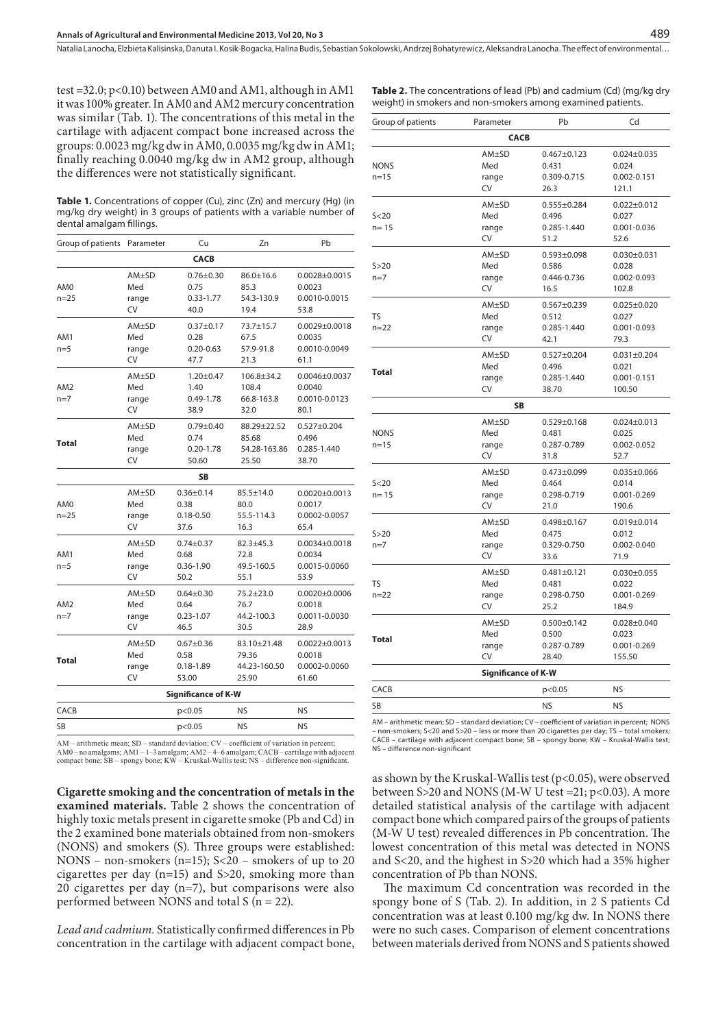test =32.0; p<0.10) between AM0 and AM1, although in AM1 it was 100% greater. In AM0 and AM2 mercury concentration was similar (Tab. 1). The concentrations of this metal in the cartilage with adjacent compact bone increased across the groups: 0.0023 mg/kg dw in AM0, 0.0035 mg/kg dw in AM1; finally reaching 0.0040 mg/kg dw in AM2 group, although the differences were not statistically significant.

**Table 1.** Concentrations of copper (Cu), zinc (Zn) and mercury (Hg) (in mg/kg dry weight) in 3 groups of patients with a variable number of dental amalgam fillings.

| Group of patients | Parameter | Cu | Zn | Pb |
|---|---|---|---|---|
| **CACB** | | | | |
| AM0 n=25 | AM±SD | 0.76±0.30 | 86.0±16.6 | 0.0028±0.0015 |
| | Med | 0.75 | 85.3 | 0.0023 |
| | range | 0.33-1.77 | 54.3-130.9 | 0.0010-0.0015 |
| | CV | 40.0 | 19.4 | 53.8 |
| AM1 n=5 | AM±SD | 0.37±0.17 | 73.7±15.7 | 0.0029±0.0018 |
| | Med | 0.28 | 67.5 | 0.0035 |
| | range | 0.20-0.63 | 57.9-91.8 | 0.0010-0.0049 |
| | CV | 47.7 | 21.3 | 61.1 |
| AM2 n=7 | AM±SD | 1.20±0.47 | 106.8±34.2 | 0.0046±0.0037 |
| | Med | 1.40 | 108.4 | 0.0040 |
| | range | 0.49-1.78 | 66.8-163.8 | 0.0010-0.0123 |
| | CV | 38.9 | 32.0 | 80.1 |
| **Total** | AM±SD | 0.79±0.40 | 88.29±22.52 | 0.527±0.204 |
| | Med | 0.74 | 85.68 | 0.496 |
| | range | 0.20-1.78 | 54.28-163.86 | 0.285-1.440 |
| | CV | 50.60 | 25.50 | 38.70 |
| **SB** | | | | |
| AM0 n=25 | AM±SD | 0.36±0.14 | 85.5±14.0 | 0.0020±0.0013 |
| | Med | 0.38 | 80.0 | 0.0017 |
| | range | 0.18-0.50 | 55.5-114.3 | 0.0002-0.0057 |
| | CV | 37.6 | 16.3 | 65.4 |
| AM1 n=5 | AM±SD | 0.74±0.37 | 82.3±45.3 | 0.0034±0.0018 |
| | Med | 0.68 | 72.8 | 0.0034 |
| | range | 0.36-1.90 | 49.5-160.5 | 0.0015-0.0060 |
| | CV | 50.2 | 55.1 | 53.9 |
| AM2 n=7 | AM±SD | 0.64±0.30 | 75.2±23.0 | 0.0020±0.0006 |
| | Med | 0.64 | 76.7 | 0.0018 |
| | range | 0.23-1.07 | 44.2-100.3 | 0.0011-0.0030 |
| | CV | 46.5 | 30.5 | 28.9 |
| **Total** | AM±SD | 0.67±0.36 | 83.10±21.48 | 0.0022±0.0013 |
| | Med | 0.58 | 79.36 | 0.0018 |
| | range | 0.18-1.89 | 44.23-160.50 | 0.0002-0.0060 |
| | CV | 53.00 | 25.90 | 61.60 |
| **Significance of K-W** | | | | |
| CACB | | p<0.05 | NS | NS |
| SB | | p<0.05 | NS | NS |

AM – arithmetic mean; SD – standard deviation; CV – coefficient of variation in percent; AM0 – no amalgams; AM1 – 1–3 amalgam; AM2 – 4–6 amalgam; CACB – cartilage with adjacent compact bone; SB – spongy bone; KW – Kruskal-Wallis test; NS – difference non-significant.

**Cigarette smoking and the concentration of metals in the examined materials.** Table 2 shows the concentration of highly toxic metals present in cigarette smoke (Pb and Cd) in the 2 examined bone materials obtained from non-smokers (NONS) and smokers (S). Three groups were established: NONS – non-smokers (n=15); S<20 – smokers of up to 20 cigarettes per day (n=15) and S>20, smoking more than 20 cigarettes per day (n=7), but comparisons were also performed between NONS and total S (n = 22).

*Lead and cadmium.* Statistically confirmed differences in Pb concentration in the cartilage with adjacent compact bone, as shown by the Kruskal-Wallis test (p<0.05), were observed between S>20 and NONS (M-W U test =21; p<0.03). A more detailed statistical analysis of the cartilage with adjacent compact bone which compared pairs of the groups of patients (M-W U test) revealed differences in Pb concentration. The lowest concentration of this metal was detected in NONS and S<20, and the highest in S>20 which had a 35% higher concentration of Pb than NONS.

The maximum Cd concentration was recorded in the spongy bone of S (Tab. 2). In addition, in 2 S patients Cd concentration was at least 0.100 mg/kg dw. In NONS there were no such cases. Comparison of element concentrations between materials derived from NONS and S patients showed

**Table 2.** The concentrations of lead (Pb) and cadmium (Cd) (mg/kg dry weight) in smokers and non-smokers among examined patients.

| Group of patients | Parameter | Pb | Cd |
|---|---|---|---|
| **CACB** | | | |
| NONS n=15 | AM±SD | 0.467±0.123 | 0.024±0.035 |
| | Med | 0.431 | 0.024 |
| | range | 0.309-0.715 | 0.002-0.151 |
| | CV | 26.3 | 121.1 |
| S<20 n= 15 | AM±SD | 0.555±0.284 | 0.022±0.012 |
| | Med | 0.496 | 0.027 |
| | range | 0.285-1.440 | 0.001-0.036 |
| | CV | 51.2 | 52.6 |
| S>20 n=7 | AM±SD | 0.593±0.098 | 0.030±0.031 |
| | Med | 0.586 | 0.028 |
| | range | 0.446-0.736 | 0.002-0.093 |
| | CV | 16.5 | 102.8 |
| TS n=22 | AM±SD | 0.567±0.239 | 0.025±0.020 |
| | Med | 0.512 | 0.027 |
| | range | 0.285-1.440 | 0.001-0.093 |
| | CV | 42.1 | 79.3 |
| **Total** | AM±SD | 0.527±0.204 | 0.031±0.204 |
| | Med | 0.496 | 0.021 |
| | range | 0.285-1.440 | 0.001-0.151 |
| | CV | 38.70 | 100.50 |
| **SB** | | | |
| NONS n=15 | AM±SD | 0.529±0.168 | 0.024±0.013 |
| | Med | 0.481 | 0.025 |
| | range | 0.287-0.789 | 0.002-0.052 |
| | CV | 31.8 | 52.7 |
| S<20 n= 15 | AM±SD | 0.473±0.099 | 0.035±0.066 |
| | Med | 0.464 | 0.014 |
| | range | 0.298-0.719 | 0.001-0.269 |
| | CV | 21.0 | 190.6 |
| S>20 n=7 | AM±SD | 0.498±0.167 | 0.019±0.014 |
| | Med | 0.475 | 0.012 |
| | range | 0.329-0.750 | 0.002-0.040 |
| | CV | 33.6 | 71.9 |
| TS n=22 | AM±SD | 0.481±0.121 | 0.030±0.055 |
| | Med | 0.481 | 0.022 |
| | range | 0.298-0.750 | 0.001-0.269 |
| | CV | 25.2 | 184.9 |
| **Total** | AM±SD | 0.500±0.142 | 0.028±0.040 |
| | Med | 0.500 | 0.023 |
| | range | 0.287-0.789 | 0.001-0.269 |
| | CV | 28.40 | 155.50 |
| **Significance of K-W** | | | |
| CACB | | p<0.05 | NS |
| SB | | NS | NS |

AM – arithmetic mean; SD – standard deviation; CV – coefficient of variation in percent; NONS – non-smokers; S<20 and S>20 – less or more than 20 cigarettes per day; TS – total smokers; CACB – cartilage with adjacent compact bone; SB – spongy bone; KW – Kruskal-Wallis test; NS – difference non-significant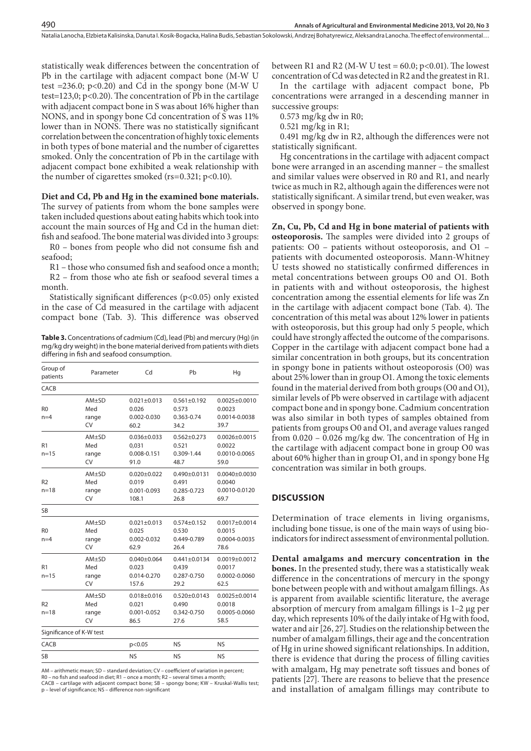statistically weak differences between the concentration of Pb in the cartilage with adjacent compact bone (M-W U test =236.0; $p<0.20$) and Cd in the spongy bone (M-W U test=123,0; $p<0.20$). The concentration of Pb in the cartilage with adjacent compact bone in S was about 16% higher than NONS, and in spongy bone Cd concentration of S was 11% lower than in NONS. There was no statistically significant correlation between the concentration of highly toxic elements in both types of bone material and the number of cigarettes smoked. Only the concentration of Pb in the cartilage with adjacent compact bone exhibited a weak relationship with the number of cigarettes smoked (rs=0.321; $p<0.10$).

**Diet and Cd, Pb and Hg in the examined bone materials.** The survey of patients from whom the bone samples were taken included questions about eating habits which took into account the main sources of Hg and Cd in the human diet: fish and seafood. The bone material was divided into 3 groups:

R0 – bones from people who did not consume fish and seafood;

R1 – those who consumed fish and seafood once a month;

R2 – from those who ate fish or seafood several times a month.

Statistically significant differences ($p<0.05$) only existed in the case of Cd measured in the cartilage with adjacent compact bone (Tab. 3). This difference was observed between R1 and R2 (M-W U test = 60.0; $p<0.01$). The lowest concentration of Cd was detected in R2 and the greatest in R1.

In the cartilage with adjacent compact bone, Pb concentrations were arranged in a descending manner in successive groups:

0.573 mg/kg dw in R0;

0.521 mg/kg in R1;

0.491 mg/kg dw in R2, although the differences were not statistically significant.

Hg concentrations in the cartilage with adjacent compact bone were arranged in an ascending manner – the smallest and similar values were observed in R0 and R1, and nearly twice as much in R2, although again the differences were not statistically significant. A similar trend, but even weaker, was observed in spongy bone.

**Table 3.** Concentrations of cadmium (Cd), lead (Pb) and mercury (Hg) (in mg/kg dry weight) in the bone material derived from patients with diets differing in fish and seafood consumption.

| Group of patients | Parameter | Cd | Pb | Hg |
|---|---|---|---|---|
| CACB | | | | |
| R0 n=4 | AM±SD | 0.021±0.013 | 0.561±0.192 | 0.0025±0.0010 |
| | Med | 0.026 | 0.573 | 0.0023 |
| | range | 0.002-0.030 | 0.363-0.74 | 0.0014-0.0038 |
| | CV | 60.2 | 34.2 | 39.7 |
| R1 n=15 | AM±SD | 0.036±0.033 | 0.562±0.273 | 0.0026±0.0015 |
| | Med | 0,031 | 0.521 | 0.0022 |
| | range | 0.008-0.151 | 0.309-1.44 | 0.0010-0.0065 |
| | CV | 91.0 | 48.7 | 59.0 |
| R2 n=18 | AM±SD | 0.020±0.022 | 0.490±0.0131 | 0.0040±0.0030 |
| | Med | 0.019 | 0.491 | 0.0040 |
| | range | 0.001-0.093 | 0.285-0.723 | 0.0010-0.0120 |
| | CV | 108.1 | 26.8 | 69.7 |
| SB | | | | |
| R0 n=4 | AM±SD | 0.021±0.013 | 0.574±0.152 | 0.0017±0.0014 |
| | Med | 0.025 | 0.530 | 0.0015 |
| | range | 0.002-0.032 | 0.449-0.789 | 0.0004-0.0035 |
| | CV | 62.9 | 26.4 | 78.6 |
| R1 n=15 | AM±SD | 0.040±0.064 | 0.441±0.0134 | 0.0019±0.0012 |
| | Med | 0.023 | 0.439 | 0.0017 |
| | range | 0.014-0.270 | 0.287-0.750 | 0.0002-0.0060 |
| | CV | 157.6 | 29.2 | 62.5 |
| R2 n=18 | AM±SD | 0.018±0.016 | 0.520±0.0143 | 0.0025±0.0014 |
| | Med | 0.021 | 0.490 | 0.0018 |
| | range | 0.001-0.052 | 0.342-0.750 | 0.0005-0.0060 |
| | CV | 86.5 | 27.6 | 58.5 |
| Significance of K-W test | | | | |
| CACB | | $p<0.05$ | NS | NS |
| SB | | NS | NS | NS |

AM – arithmetic mean; SD – standard deviation; CV – coefficient of variation in percent; R0 – no fish and seafood in diet; R1 – once a month; R2 – several times a month; CACB – cartilage with adjacent compact bone; SB – spongy bone; KW – Kruskal-Wallis test; p – level of significance; NS – difference non-significant

**Zn, Cu, Pb, Cd and Hg in bone material of patients with osteoporosis.** The samples were divided into 2 groups of patients: O0 – patients without osteoporosis, and O1 – patients with documented osteoporosis. Mann-Whitney U tests showed no statistically confirmed differences in metal concentrations between groups O0 and O1. Both in patients with and without osteoporosis, the highest concentration among the essential elements for life was Zn in the cartilage with adjacent compact bone (Tab. 4). The concentration of this metal was about 12% lower in patients with osteoporosis, but this group had only 5 people, which could have strongly affected the outcome of the comparisons. Copper in the cartilage with adjacent compact bone had a similar concentration in both groups, but its concentration in spongy bone in patients without osteoporosis (O0) was about 25% lower than in group O1. Among the toxic elements found in the material derived from both groups (O0 and O1), similar levels of Pb were observed in cartilage with adjacent compact bone and in spongy bone. Cadmium concentration was also similar in both types of samples obtained from patients from groups O0 and O1, and average values ranged from 0.020 – 0.026 mg/kg dw. The concentration of Hg in the cartilage with adjacent compact bone in group O0 was about 60% higher than in group O1, and in spongy bone Hg concentration was similar in both groups.

## DISCUSSION

Determination of trace elements in living organisms, including bone tissue, is one of the main ways of using bio-indicators for indirect assessment of environmental pollution.

**Dental amalgams and mercury concentration in the bones.** In the presented study, there was a statistically weak difference in the concentrations of mercury in the spongy bone between people with and without amalgam fillings. As is apparent from available scientific literature, the average absorption of mercury from amalgam fillings is 1–2 μg per day, which represents 10% of the daily intake of Hg with food, water and air [26, 27]. Studies on the relationship between the number of amalgam fillings, their age and the concentration of Hg in urine showed significant relationships. In addition, there is evidence that during the process of filling cavities with amalgam, Hg may penetrate soft tissues and bones of patients [27]. There are reasons to believe that the presence and installation of amalgam fillings may contribute to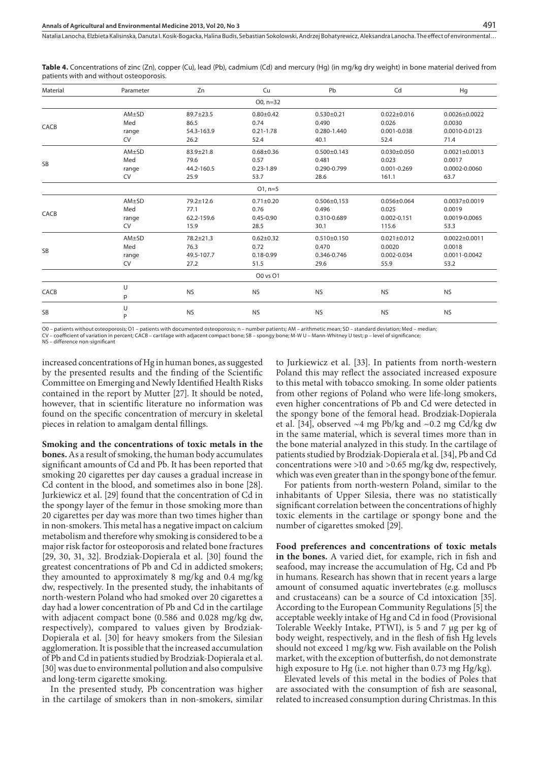**Table 4.** Concentrations of zinc (Zn), copper (Cu), lead (Pb), cadmium (Cd) and mercury (Hg) (in mg/kg dry weight) in bone material derived from patients with and without osteoporosis.

| Material | Parameter | Zn | Cu | Pb | Cd | Hg |
|---|---|---|---|---|---|---|
| | | | O0, n=32 | | | |
| CACB | AM±SD | 89.7±23.5 | 0.80±0.42 | 0.530±0.21 | 0.022±0.016 | 0.0026±0.0022 |
| | Med | 86.5 | 0.74 | 0.490 | 0.026 | 0.0030 |
| | range | 54.3-163.9 | 0.21-1.78 | 0.280-1.440 | 0.001-0.038 | 0.0010-0.0123 |
| | CV | 26.2 | 52.4 | 40.1 | 52.4 | 71.4 |
| SB | AM±SD | 83.9±21.8 | 0.68±0.36 | 0.500±0.143 | 0.030±0.050 | 0.0021±0.0013 |
| | Med | 79.6 | 0.57 | 0.481 | 0.023 | 0.0017 |
| | range | 44.2-160.5 | 0.23-1.89 | 0.290-0.799 | 0.001-0.269 | 0.0002-0.0060 |
| | CV | 25.9 | 53.7 | 28.6 | 161.1 | 63.7 |
| | | | O1, n=5 | | | |
| CACB | AM±SD | 79.2±12.6 | 0.71±0.20 | 0.506±0,153 | 0.056±0.064 | 0.0037±0.0019 |
| | Med | 77.1 | 0.76 | 0.496 | 0.025 | 0.0019 |
| | range | 62.2-159.6 | 0.45-0.90 | 0.310-0.689 | 0.002-0.151 | 0.0019-0.0065 |
| | CV | 15.9 | 28.5 | 30.1 | 115.6 | 53.3 |
| SB | AM±SD | 78.2±21.3 | 0.62±0.32 | 0.510±0.150 | 0.021±0.012 | 0.0022±0.0011 |
| | Med | 76.3 | 0.72 | 0.470 | 0.0020 | 0.0018 |
| | range | 49.5-107.7 | 0.18-0.99 | 0.346-0.746 | 0.002-0.034 | 0.0011-0.0042 |
| | CV | 27.2 | 51.5 | 29.6 | 55.9 | 53.2 |
| | | | O0 vs O1 | | | |
| CACB | U<br>p | NS | NS | NS | NS | NS |
| SB | U<br>P | NS | NS | NS | NS | NS |

O0 – patients without osteoporosis; O1 – patients with documented osteoporosis; n – number patients; AM – arithmetic mean; SD – standard deviation; Med – median; CV – coefficient of variation in percent; CACB – cartilage with adjacent compact bone; SB – spongy bone; M-W U – Mann-Whitney U test; p – level of significance; NS – difference non-significant

increased concentrations of Hg in human bones, as suggested by the presented results and the finding of the Scientific Committee on Emerging and Newly Identified Health Risks contained in the report by Mutter [27]. It should be noted, however, that in scientific literature no information was found on the specific concentration of mercury in skeletal pieces in relation to amalgam dental fillings.

**Smoking and the concentrations of toxic metals in the bones.** As a result of smoking, the human body accumulates significant amounts of Cd and Pb. It has been reported that smoking 20 cigarettes per day causes a gradual increase in Cd content in the blood, and sometimes also in bone [28]. Jurkiewicz et al. [29] found that the concentration of Cd in the spongy layer of the femur in those smoking more than 20 cigarettes per day was more than two times higher than in non-smokers. This metal has a negative impact on calcium metabolism and therefore why smoking is considered to be a major risk factor for osteoporosis and related bone fractures [29, 30, 31, 32]. Brodziak-Dopierala et al. [30] found the greatest concentrations of Pb and Cd in addicted smokers; they amounted to approximately 8 mg/kg and 0.4 mg/kg dw, respectively. In the presented study, the inhabitants of north-western Poland who had smoked over 20 cigarettes a day had a lower concentration of Pb and Cd in the cartilage with adjacent compact bone (0.586 and 0.028 mg/kg dw, respectively), compared to values given by Brodziak-Dopierala et al. [30] for heavy smokers from the Silesian agglomeration. It is possible that the increased accumulation of Pb and Cd in patients studied by Brodziak-Dopierala et al. [30] was due to environmental pollution and also compulsive and long-term cigarette smoking.

In the presented study, Pb concentration was higher in the cartilage of smokers than in non-smokers, similar to Jurkiewicz et al. [33]. In patients from north-western Poland this may reflect the associated increased exposure to this metal with tobacco smoking. In some older patients from other regions of Poland who were life-long smokers, even higher concentrations of Pb and Cd were detected in the spongy bone of the femoral head. Brodziak-Dopierala et al. [34], observed ~4 mg Pb/kg and ~0.2 mg Cd/kg dw in the same material, which is several times more than in the bone material analyzed in this study. In the cartilage of patients studied by Brodziak-Dopierala et al. [34], Pb and Cd concentrations were >10 and >0.65 mg/kg dw, respectively, which was even greater than in the spongy bone of the femur.

For patients from north-western Poland, similar to the inhabitants of Upper Silesia, there was no statistically significant correlation between the concentrations of highly toxic elements in the cartilage or spongy bone and the number of cigarettes smoked [29].

**Food preferences and concentrations of toxic metals in the bones.** A varied diet, for example, rich in fish and seafood, may increase the accumulation of Hg, Cd and Pb in humans. Research has shown that in recent years a large amount of consumed aquatic invertebrates (e.g. molluscs and crustaceans) can be a source of Cd intoxication [35]. According to the European Community Regulations [5] the acceptable weekly intake of Hg and Cd in food (Provisional Tolerable Weekly Intake, PTWI), is 5 and 7 μg per kg of body weight, respectively, and in the flesh of fish Hg levels should not exceed 1 mg/kg ww. Fish available on the Polish market, with the exception of butterfish, do not demonstrate high exposure to Hg (i.e. not higher than 0.73 mg Hg/kg).

Elevated levels of this metal in the bodies of Poles that are associated with the consumption of fish are seasonal, related to increased consumption during Christmas. In this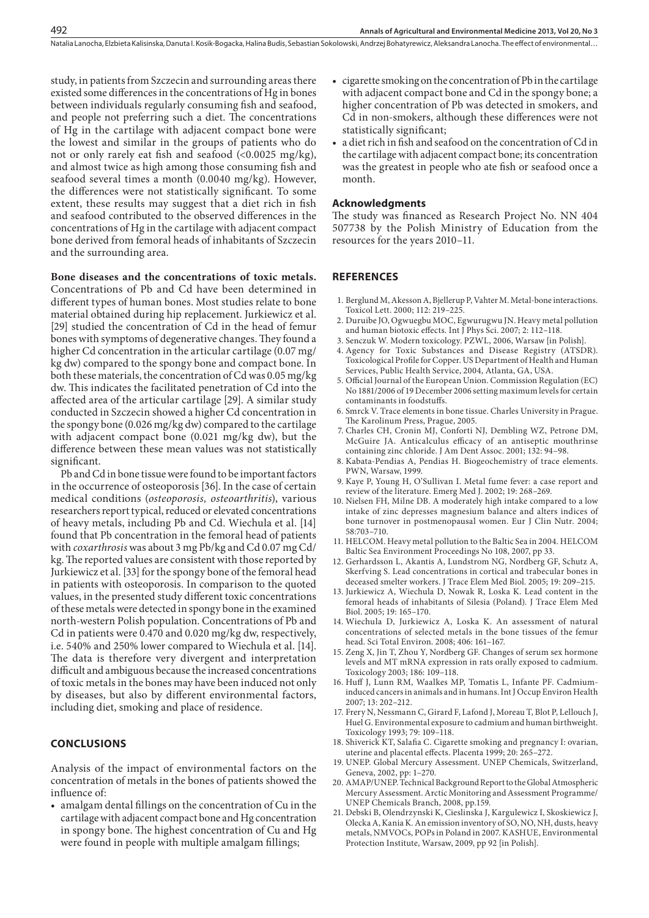study, in patients from Szczecin and surrounding areas there existed some differences in the concentrations of Hg in bones between individuals regularly consuming fish and seafood, and people not preferring such a diet. The concentrations of Hg in the cartilage with adjacent compact bone were the lowest and similar in the groups of patients who do not or only rarely eat fish and seafood (<0.0025 mg/kg), and almost twice as high among those consuming fish and seafood several times a month (0.0040 mg/kg). However, the differences were not statistically significant. To some extent, these results may suggest that a diet rich in fish and seafood contributed to the observed differences in the concentrations of Hg in the cartilage with adjacent compact bone derived from femoral heads of inhabitants of Szczecin and the surrounding area.

**Bone diseases and the concentrations of toxic metals.** Concentrations of Pb and Cd have been determined in different types of human bones. Most studies relate to bone material obtained during hip replacement. Jurkiewicz et al. [29] studied the concentration of Cd in the head of femur bones with symptoms of degenerative changes. They found a higher Cd concentration in the articular cartilage (0.07 mg/kg dw) compared to the spongy bone and compact bone. In both these materials, the concentration of Cd was 0.05 mg/kg dw. This indicates the facilitated penetration of Cd into the affected area of the articular cartilage [29]. A similar study conducted in Szczecin showed a higher Cd concentration in the spongy bone (0.026 mg/kg dw) compared to the cartilage with adjacent compact bone (0.021 mg/kg dw), but the difference between these mean values was not statistically significant.

Pb and Cd in bone tissue were found to be important factors in the occurrence of osteoporosis [36]. In the case of certain medical conditions (*osteoporosis*, *osteoarthritis*), various researchers report typical, reduced or elevated concentrations of heavy metals, including Pb and Cd. Wiechula et al. [14] found that Pb concentration in the femoral head of patients with *coxarthrosis* was about 3 mg Pb/kg and Cd 0.07 mg Cd/kg. The reported values are consistent with those reported by Jurkiewicz et al. [33] for the spongy bone of the femoral head in patients with osteoporosis. In comparison to the quoted values, in the presented study different toxic concentrations of these metals were detected in spongy bone in the examined north-western Polish population. Concentrations of Pb and Cd in patients were 0.470 and 0.020 mg/kg dw, respectively, i.e. 540% and 250% lower compared to Wiechula et al. [14]. The data is therefore very divergent and interpretation difficult and ambiguous because the increased concentrations of toxic metals in the bones may have been induced not only by diseases, but also by different environmental factors, including diet, smoking and place of residence.

## CONCLUSIONS

Analysis of the impact of environmental factors on the concentration of metals in the bones of patients showed the influence of:

- amalgam dental fillings on the concentration of Cu in the cartilage with adjacent compact bone and Hg concentration in spongy bone. The highest concentration of Cu and Hg were found in people with multiple amalgam fillings;
- cigarette smoking on the concentration of Pb in the cartilage with adjacent compact bone and Cd in the spongy bone; a higher concentration of Pb was detected in smokers, and Cd in non-smokers, although these differences were not statistically significant;
- a diet rich in fish and seafood on the concentration of Cd in the cartilage with adjacent compact bone; its concentration was the greatest in people who ate fish or seafood once a month.

### Acknowledgments

The study was financed as Research Project No. NN 404 507738 by the Polish Ministry of Education from the resources for the years 2010–11.

## REFERENCES

1. Berglund M, Akesson A, Bjellerup P, Vahter M. Metal-bone interactions. Toxicol Lett. 2000; 112: 219–225.
2. Duruibe JO, Ogwuegbu MOC, Egwurugwu JN. Heavy metal pollution and human biotoxic effects. Int J Phys Sci. 2007; 2: 112–118.
3. Senczuk W. Modern toxicology. PZWL, 2006, Warsaw [in Polish].
4. Agency for Toxic Substances and Disease Registry (ATSDR). Toxicological Profile for Copper. US Department of Health and Human Services, Public Health Service, 2004, Atlanta, GA, USA.
5. Official Journal of the European Union. Commission Regulation (EC) No 1881/2006 of 19 December 2006 setting maximum levels for certain contaminants in foodstuffs.
6. Smrck V. Trace elements in bone tissue. Charles University in Prague. The Karolinum Press, Prague, 2005.
7. Charles CH, Cronin MJ, Conforti NJ, Dembling WZ, Petrone DM, McGuire JA. Anticalculus efficacy of an antiseptic mouthrinse containing zinc chloride. J Am Dent Assoc. 2001; 132: 94–98.
8. Kabata-Pendias A, Pendias H. Biogeochemistry of trace elements. PWN, Warsaw, 1999.
9. Kaye P, Young H, O'Sullivan I. Metal fume fever: a case report and review of the literature. Emerg Med J. 2002; 19: 268–269.
10. Nielsen FH, Milne DB. A moderately high intake compared to a low intake of zinc depresses magnesium balance and alters indices of bone turnover in postmenopausal women. Eur J Clin Nutr. 2004; 58:703–710.
11. HELCOM. Heavy metal pollution to the Baltic Sea in 2004. HELCOM Baltic Sea Environment Proceedings No 108, 2007, pp 33.
12. Gerhardsson L, Akantis A, Lundstrom NG, Nordberg GF, Schutz A, Skerfving S. Lead concentrations in cortical and trabecular bones in deceased smelter workers. J Trace Elem Med Biol. 2005; 19: 209–215.
13. Jurkiewicz A, Wiechula D, Nowak R, Loska K. Lead content in the femoral heads of inhabitants of Silesia (Poland). J Trace Elem Med Biol. 2005; 19: 165–170.
14. Wiechula D, Jurkiewicz A, Loska K. An assessment of natural concentrations of selected metals in the bone tissues of the femur head. Sci Total Environ. 2008; 406: 161–167.
15. Zeng X, Jin T, Zhou Y, Nordberg GF. Changes of serum sex hormone levels and MT mRNA expression in rats orally exposed to cadmium. Toxicology 2003; 186: 109–118.
16. Huff J, Lunn RM, Waalkes MP, Tomatis L, Infante PF. Cadmium-induced cancers in animals and in humans. Int J Occup Environ Health 2007; 13: 202–212.
17. Frery N, Nessmann C, Girard F, Lafond J, Moreau T, Blot P, Lellouch J, Huel G. Environmental exposure to cadmium and human birthweight. Toxicology 1993; 79: 109–118.
18. Shiverick KT, Salafia C. Cigarette smoking and pregnancy I: ovarian, uterine and placental effects. Placenta 1999; 20: 265–272.
19. UNEP. Global Mercury Assessment. UNEP Chemicals, Switzerland, Geneva, 2002, pp: 1–270.
20. AMAP/UNEP. Technical Background Report to the Global Atmospheric Mercury Assessment. Arctic Monitoring and Assessment Programme/UNEP Chemicals Branch, 2008, pp.159.
21. Debski B, Olendrzynski K, Cieslinska J, Kargulewicz I, Skoskiewicz J, Olecka A, Kania K. An emission inventory of SO, NO, NH, dusts, heavy metals, NMVOCs, POPs in Poland in 2007. KASHUE, Environmental Protection Institute, Warsaw, 2009, pp 92 [in Polish].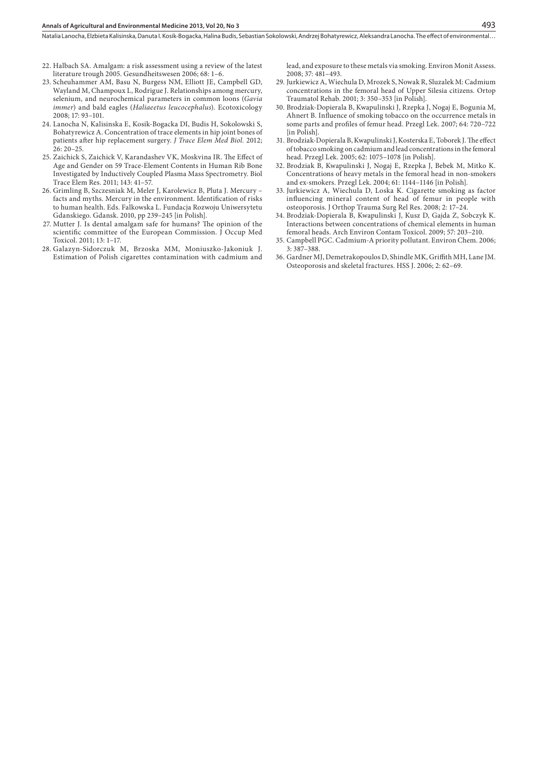22. Halbach SA. Amalgam: a risk assessment using a review of the latest literature trough 2005. Gesundheitswesen 2006; 68: 1–6.
23. Scheuhammer AM, Basu N, Burgess NM, Elliott JE, Campbell GD, Wayland M, Champoux L, Rodrigue J. Relationships among mercury, selenium, and neurochemical parameters in common loons (*Gavia immer*) and bald eagles (*Haliaeetus leucocephalus*). Ecotoxicology 2008; 17: 93–101.
24. Lanocha N, Kalisinska E, Kosik-Bogacka DI, Budis H, Sokolowski S, Bohatyrewicz A. Concentration of trace elements in hip joint bones of patients after hip replacement surgery. *J Trace Elem Med Biol.* 2012; 26: 20–25.
25. Zaichick S, Zaichick V, Karandashev VK, Moskvina IR. The Effect of Age and Gender on 59 Trace-Element Contents in Human Rib Bone Investigated by Inductively Coupled Plasma Mass Spectrometry. Biol Trace Elem Res. 2011; 143: 41–57.
26. Grimling B, Szczesniak M, Meler J, Karolewicz B, Pluta J. Mercury – facts and myths. Mercury in the environment. Identification of risks to human health. Eds. Falkowska L. Fundacja Rozwoju Uniwersytetu Gdanskiego. Gdansk. 2010, pp 239–245 [in Polish].
27. Mutter J. Is dental amalgam safe for humans? The opinion of the scientific committee of the European Commission. J Occup Med Toxicol. 2011; 13: 1–17.
28. Galazyn-Sidorczuk M, Brzoska MM, Moniuszko-Jakoniuk J. Estimation of Polish cigarettes contamination with cadmium and lead, and exposure to these metals via smoking. Environ Monit Assess. 2008; 37: 481–493.
29. Jurkiewicz A, Wiechula D, Mrozek S, Nowak R, Sluzalek M: Cadmium concentrations in the femoral head of Upper Silesia citizens. Ortop Traumatol Rehab. 2001; 3: 350–353 [in Polish].
30. Brodziak-Dopierala B, Kwapulinski J, Rzepka J, Nogaj E, Bogunia M, Ahnert B. Influence of smoking tobacco on the occurrence metals in some parts and profiles of femur head. Przegl Lek. 2007; 64: 720–722 [in Polish].
31. Brodziak-Dopierala B, Kwapulinski J, Kosterska E, Toborek J. The effect of tobacco smoking on cadmium and lead concentrations in the femoral head. Przegl Lek. 2005; 62: 1075–1078 [in Polish].
32. Brodziak B, Kwapulinski J, Nogaj E, Rzepka J, Bebek M, Mitko K. Concentrations of heavy metals in the femoral head in non-smokers and ex-smokers. Przegl Lek. 2004; 61: 1144–1146 [in Polish].
33. Jurkiewicz A, Wiechula D, Loska K. Cigarette smoking as factor influencing mineral content of head of femur in people with osteoporosis. J Orthop Trauma Surg Rel Res. 2008; 2: 17–24.
34. Brodziak-Dopierala B, Kwapulinski J, Kusz D, Gajda Z, Sobczyk K. Interactions between concentrations of chemical elements in human femoral heads. Arch Environ Contam Toxicol. 2009; 57: 203–210.
35. Campbell PGC. Cadmium-A priority pollutant. Environ Chem. 2006; 3: 387–388.
36. Gardner MJ, Demetrakopoulos D, Shindle MK, Griffith MH, Lane JM. Osteoporosis and skeletal fractures. HSS J. 2006; 2: 62–69.